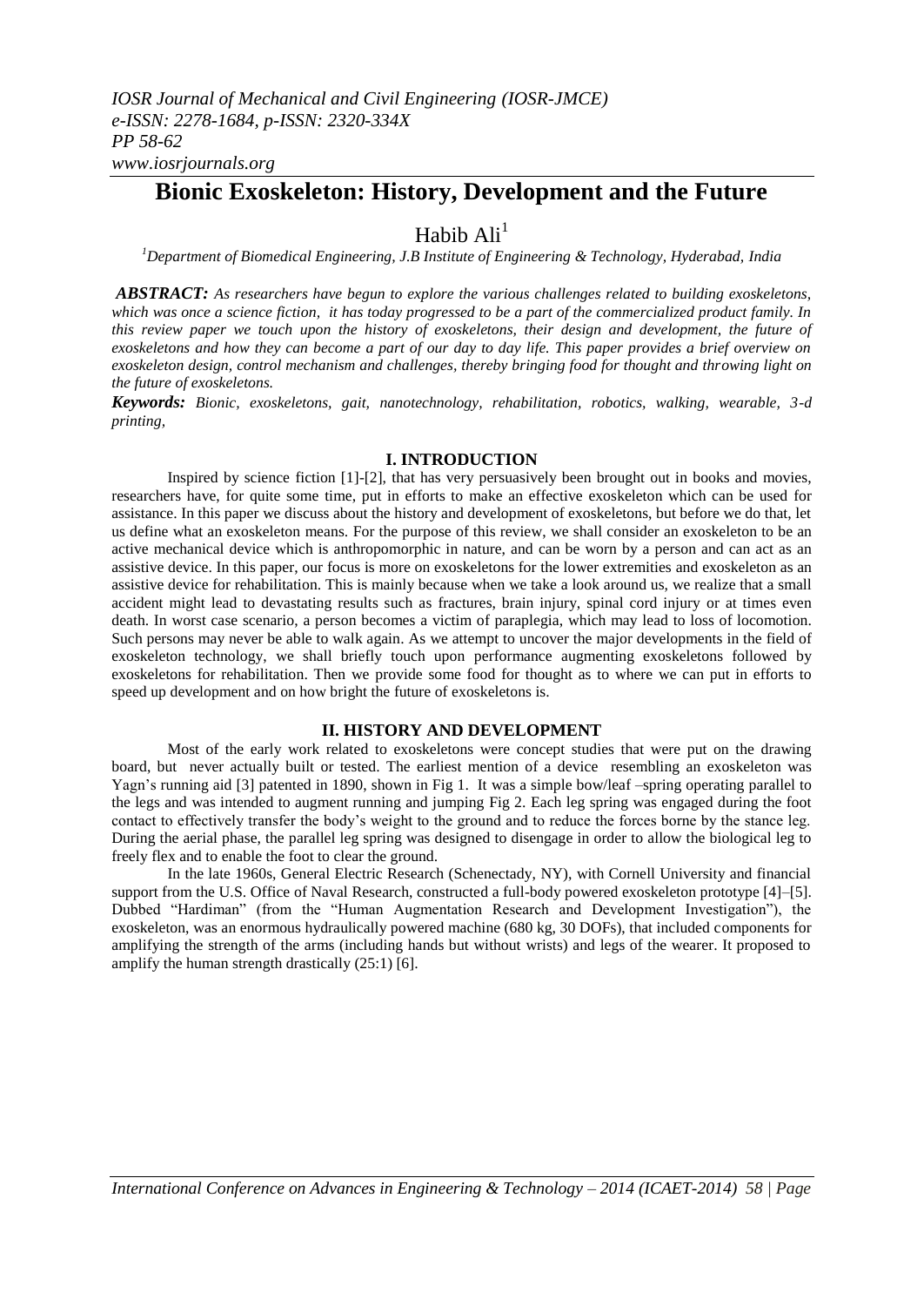# Bionic Exoskeleton: History, Development and the Future

Habib Ali[1]

[1]*Department of Biomedical Engineering, J.B Institute of Engineering & Technology, Hyderabad, India*

***ABSTRACT:*** *As researchers have begun to explore the various challenges related to building exoskeletons, which was once a science fiction, it has today progressed to be a part of the commercialized product family. In this review paper we touch upon the history of exoskeletons, their design and development, the future of exoskeletons and how they can become a part of our day to day life. This paper provides a brief overview on exoskeleton design, control mechanism and challenges, thereby bringing food for thought and throwing light on the future of exoskeletons.*

***Keywords:*** *Bionic, exoskeletons, gait, nanotechnology, rehabilitation, robotics, walking, wearable, 3-d printing,*

## I. INTRODUCTION

Inspired by science fiction [1]-[2], that has very persuasively been brought out in books and movies, researchers have, for quite some time, put in efforts to make an effective exoskeleton which can be used for assistance. In this paper we discuss about the history and development of exoskeletons, but before we do that, let us define what an exoskeleton means. For the purpose of this review, we shall consider an exoskeleton to be an active mechanical device which is anthropomorphic in nature, and can be worn by a person and can act as an assistive device. In this paper, our focus is more on exoskeletons for the lower extremities and exoskeleton as an assistive device for rehabilitation. This is mainly because when we take a look around us, we realize that a small accident might lead to devastating results such as fractures, brain injury, spinal cord injury or at times even death. In worst case scenario, a person becomes a victim of paraplegia, which may lead to loss of locomotion. Such persons may never be able to walk again. As we attempt to uncover the major developments in the field of exoskeleton technology, we shall briefly touch upon performance augmenting exoskeletons followed by exoskeletons for rehabilitation. Then we provide some food for thought as to where we can put in efforts to speed up development and on how bright the future of exoskeletons is.

## II. HISTORY AND DEVELOPMENT

Most of the early work related to exoskeletons were concept studies that were put on the drawing board, but never actually built or tested. The earliest mention of a device resembling an exoskeleton was Yagn's running aid [3] patented in 1890, shown in Fig 1. It was a simple bow/leaf –spring operating parallel to the legs and was intended to augment running and jumping Fig 2. Each leg spring was engaged during the foot contact to effectively transfer the body's weight to the ground and to reduce the forces borne by the stance leg. During the aerial phase, the parallel leg spring was designed to disengage in order to allow the biological leg to freely flex and to enable the foot to clear the ground.

In the late 1960s, General Electric Research (Schenectady, NY), with Cornell University and financial support from the U.S. Office of Naval Research, constructed a full-body powered exoskeleton prototype [4]–[5]. Dubbed "Hardiman" (from the "Human Augmentation Research and Development Investigation"), the exoskeleton, was an enormous hydraulically powered machine (680 kg, 30 DOFs), that included components for amplifying the strength of the arms (including hands but without wrists) and legs of the wearer. It proposed to amplify the human strength drastically (25:1) [6].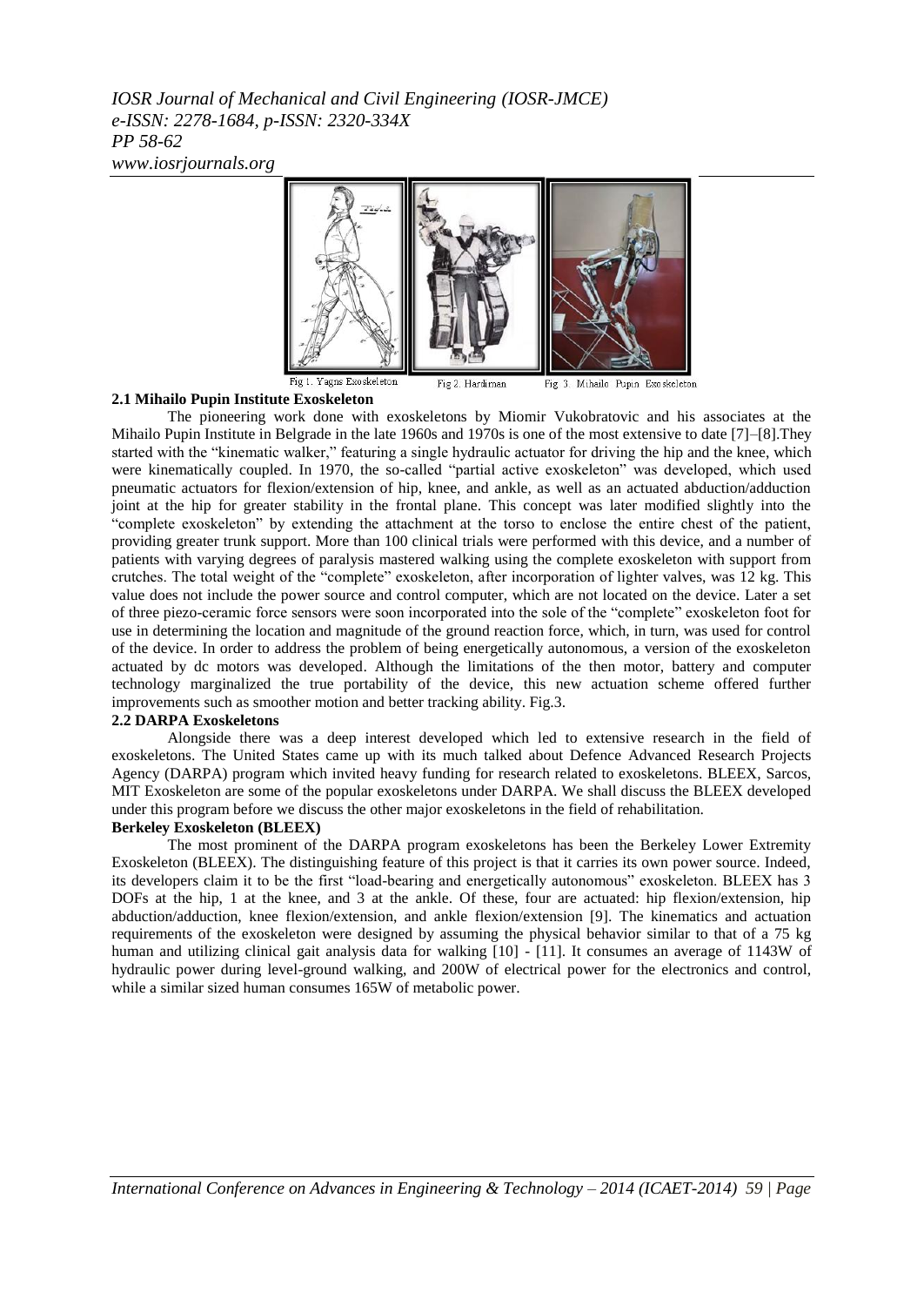Fig 1. Yagns Exoskeleton Fig 2. Hardiman Fig 3. Mihailo Pupin Exoskeleton

**2.1 Mihailo Pupin Institute Exoskeleton**

The pioneering work done with exoskeletons by Miomir Vukobratovic and his associates at the Mihailo Pupin Institute in Belgrade in the late 1960s and 1970s is one of the most extensive to date [7]–[8].They started with the "kinematic walker," featuring a single hydraulic actuator for driving the hip and the knee, which were kinematically coupled. In 1970, the so-called "partial active exoskeleton" was developed, which used pneumatic actuators for flexion/extension of hip, knee, and ankle, as well as an actuated abduction/adduction joint at the hip for greater stability in the frontal plane. This concept was later modified slightly into the "complete exoskeleton" by extending the attachment at the torso to enclose the entire chest of the patient, providing greater trunk support. More than 100 clinical trials were performed with this device, and a number of patients with varying degrees of paralysis mastered walking using the complete exoskeleton with support from crutches. The total weight of the "complete" exoskeleton, after incorporation of lighter valves, was 12 kg. This value does not include the power source and control computer, which are not located on the device. Later a set of three piezo-ceramic force sensors were soon incorporated into the sole of the "complete" exoskeleton foot for use in determining the location and magnitude of the ground reaction force, which, in turn, was used for control of the device. In order to address the problem of being energetically autonomous, a version of the exoskeleton actuated by dc motors was developed. Although the limitations of the then motor, battery and computer technology marginalized the true portability of the device, this new actuation scheme offered further improvements such as smoother motion and better tracking ability. Fig.3.

**2.2 DARPA Exoskeletons**

Alongside there was a deep interest developed which led to extensive research in the field of exoskeletons. The United States came up with its much talked about Defence Advanced Research Projects Agency (DARPA) program which invited heavy funding for research related to exoskeletons. BLEEX, Sarcos, MIT Exoskeleton are some of the popular exoskeletons under DARPA. We shall discuss the BLEEX developed under this program before we discuss the other major exoskeletons in the field of rehabilitation.

**Berkeley Exoskeleton (BLEEX)**

The most prominent of the DARPA program exoskeletons has been the Berkeley Lower Extremity Exoskeleton (BLEEX). The distinguishing feature of this project is that it carries its own power source. Indeed, its developers claim it to be the first "load-bearing and energetically autonomous" exoskeleton. BLEEX has 3 DOFs at the hip, 1 at the knee, and 3 at the ankle. Of these, four are actuated: hip flexion/extension, hip abduction/adduction, knee flexion/extension, and ankle flexion/extension [9]. The kinematics and actuation requirements of the exoskeleton were designed by assuming the physical behavior similar to that of a 75 kg human and utilizing clinical gait analysis data for walking [10] - [11]. It consumes an average of 1143W of hydraulic power during level-ground walking, and 200W of electrical power for the electronics and control, while a similar sized human consumes 165W of metabolic power.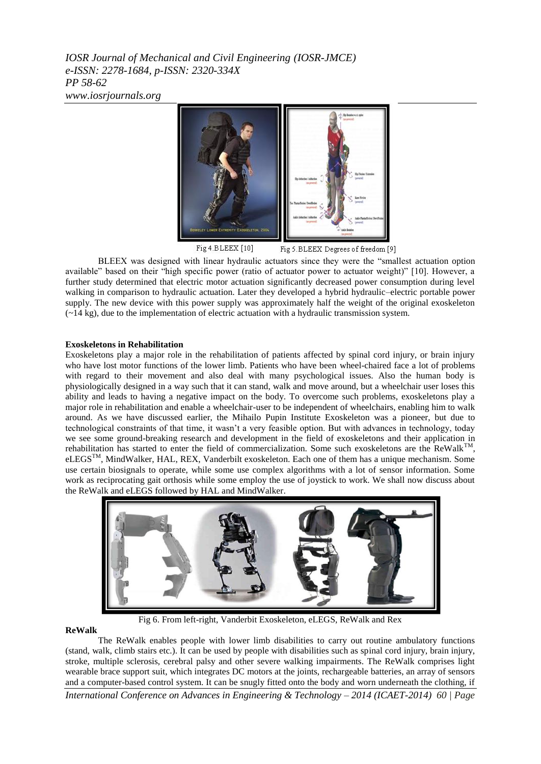Fig 4.BLEEX [10] Fig 5.BLEEX Degrees of freedom [9]

BLEEX was designed with linear hydraulic actuators since they were the "smallest actuation option available" based on their "high specific power (ratio of actuator power to actuator weight)" [10]. However, a further study determined that electric motor actuation significantly decreased power consumption during level walking in comparison to hydraulic actuation. Later they developed a hybrid hydraulic–electric portable power supply. The new device with this power supply was approximately half the weight of the original exoskeleton (~14 kg), due to the implementation of electric actuation with a hydraulic transmission system.

**Exoskeletons in Rehabilitation**

Exoskeletons play a major role in the rehabilitation of patients affected by spinal cord injury, or brain injury who have lost motor functions of the lower limb. Patients who have been wheel-chaired face a lot of problems with regard to their movement and also deal with many psychological issues. Also the human body is physiologically designed in a way such that it can stand, walk and move around, but a wheelchair user loses this ability and leads to having a negative impact on the body. To overcome such problems, exoskeletons play a major role in rehabilitation and enable a wheelchair-user to be independent of wheelchairs, enabling him to walk around. As we have discussed earlier, the Mihailo Pupin Institute Exoskeleton was a pioneer, but due to technological constraints of that time, it wasn't a very feasible option. But with advances in technology, today we see some ground-breaking research and development in the field of exoskeletons and their application in rehabilitation has started to enter the field of commercialization. Some such exoskeletons are the ReWalk™, eLEGS™, MindWalker, HAL, REX, Vanderbilt exoskeleton. Each one of them has a unique mechanism. Some use certain biosignals to operate, while some use complex algorithms with a lot of sensor information. Some work as reciprocating gait orthosis while some employ the use of joystick to work. We shall now discuss about the ReWalk and eLEGS followed by HAL and MindWalker.

Fig 6. From left-right, Vanderbit Exoskeleton, eLEGS, ReWalk and Rex

**ReWalk**

The ReWalk enables people with lower limb disabilities to carry out routine ambulatory functions (stand, walk, climb stairs etc.). It can be used by people with disabilities such as spinal cord injury, brain injury, stroke, multiple sclerosis, cerebral palsy and other severe walking impairments. The ReWalk comprises light wearable brace support suit, which integrates DC motors at the joints, rechargeable batteries, an array of sensors and a computer-based control system. It can be snugly fitted onto the body and worn underneath the clothing, if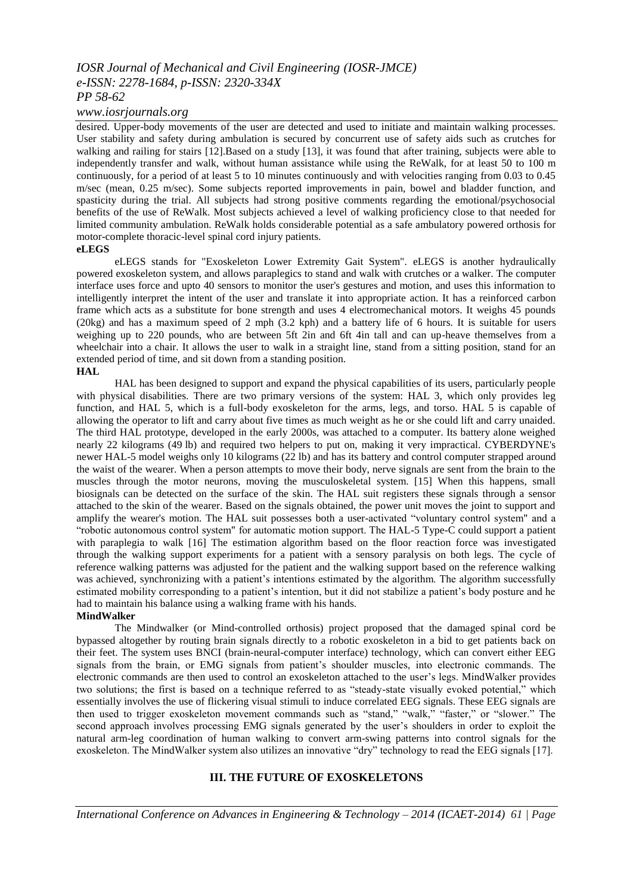desired. Upper-body movements of the user are detected and used to initiate and maintain walking processes. User stability and safety during ambulation is secured by concurrent use of safety aids such as crutches for walking and railing for stairs [12].Based on a study [13], it was found that after training, subjects were able to independently transfer and walk, without human assistance while using the ReWalk, for at least 50 to 100 m continuously, for a period of at least 5 to 10 minutes continuously and with velocities ranging from 0.03 to 0.45 m/sec (mean, 0.25 m/sec). Some subjects reported improvements in pain, bowel and bladder function, and spasticity during the trial. All subjects had strong positive comments regarding the emotional/psychosocial benefits of the use of ReWalk. Most subjects achieved a level of walking proficiency close to that needed for limited community ambulation. ReWalk holds considerable potential as a safe ambulatory powered orthosis for motor-complete thoracic-level spinal cord injury patients.

**eLEGS**

eLEGS stands for "Exoskeleton Lower Extremity Gait System". eLEGS is another hydraulically powered exoskeleton system, and allows paraplegics to stand and walk with crutches or a walker. The computer interface uses force and upto 40 sensors to monitor the user's gestures and motion, and uses this information to intelligently interpret the intent of the user and translate it into appropriate action. It has a reinforced carbon frame which acts as a substitute for bone strength and uses 4 electromechanical motors. It weighs 45 pounds (20kg) and has a maximum speed of 2 mph (3.2 kph) and a battery life of 6 hours. It is suitable for users weighing up to 220 pounds, who are between 5ft 2in and 6ft 4in tall and can up-heave themselves from a wheelchair into a chair. It allows the user to walk in a straight line, stand from a sitting position, stand for an extended period of time, and sit down from a standing position.

**HAL**

HAL has been designed to support and expand the physical capabilities of its users, particularly people with physical disabilities. There are two primary versions of the system: HAL 3, which only provides leg function, and HAL 5, which is a full-body exoskeleton for the arms, legs, and torso. HAL 5 is capable of allowing the operator to lift and carry about five times as much weight as he or she could lift and carry unaided. The third HAL prototype, developed in the early 2000s, was attached to a computer. Its battery alone weighed nearly 22 kilograms (49 lb) and required two helpers to put on, making it very impractical. CYBERDYNE's newer HAL-5 model weighs only 10 kilograms (22 lb) and has its battery and control computer strapped around the waist of the wearer. When a person attempts to move their body, nerve signals are sent from the brain to the muscles through the motor neurons, moving the musculoskeletal system. [15] When this happens, small biosignals can be detected on the surface of the skin. The HAL suit registers these signals through a sensor attached to the skin of the wearer. Based on the signals obtained, the power unit moves the joint to support and amplify the wearer's motion. The HAL suit possesses both a user-activated "voluntary control system" and a "robotic autonomous control system" for automatic motion support. The HAL-5 Type-C could support a patient with paraplegia to walk [16] The estimation algorithm based on the floor reaction force was investigated through the walking support experiments for a patient with a sensory paralysis on both legs. The cycle of reference walking patterns was adjusted for the patient and the walking support based on the reference walking was achieved, synchronizing with a patient's intentions estimated by the algorithm. The algorithm successfully estimated mobility corresponding to a patient's intention, but it did not stabilize a patient's body posture and he had to maintain his balance using a walking frame with his hands.

**MindWalker**

The Mindwalker (or Mind-controlled orthosis) project proposed that the damaged spinal cord be bypassed altogether by routing brain signals directly to a robotic exoskeleton in a bid to get patients back on their feet. The system uses BNCI (brain-neural-computer interface) technology, which can convert either EEG signals from the brain, or EMG signals from patient's shoulder muscles, into electronic commands. The electronic commands are then used to control an exoskeleton attached to the user's legs. MindWalker provides two solutions; the first is based on a technique referred to as "steady-state visually evoked potential," which essentially involves the use of flickering visual stimuli to induce correlated EEG signals. These EEG signals are then used to trigger exoskeleton movement commands such as "stand," "walk," "faster," or "slower." The second approach involves processing EMG signals generated by the user's shoulders in order to exploit the natural arm-leg coordination of human walking to convert arm-swing patterns into control signals for the exoskeleton. The MindWalker system also utilizes an innovative "dry" technology to read the EEG signals [17].

## III. THE FUTURE OF EXOSKELETONS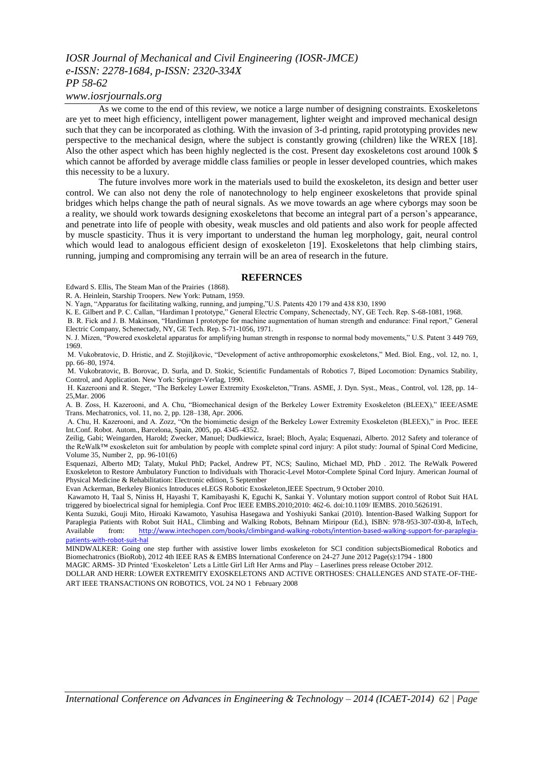As we come to the end of this review, we notice a large number of designing constraints. Exoskeletons are yet to meet high efficiency, intelligent power management, lighter weight and improved mechanical design such that they can be incorporated as clothing. With the invasion of 3-d printing, rapid prototyping provides new perspective to the mechanical design, where the subject is constantly growing (children) like the WREX [18]. Also the other aspect which has been highly neglected is the cost. Present day exoskeletons cost around 100k $ which cannot be afforded by average middle class families or people in lesser developed countries, which makes this necessity to be a luxury.

The future involves more work in the materials used to build the exoskeleton, its design and better user control. We can also not deny the role of nanotechnology to help engineer exoskeletons that provide spinal bridges which helps change the path of neural signals. As we move towards an age where cyborgs may soon be a reality, we should work towards designing exoskeletons that become an integral part of a person's appearance, and penetrate into life of people with obesity, weak muscles and old patients and also work for people affected by muscle spasticity. Thus it is very important to understand the human leg morphology, gait, neural control which would lead to analogous efficient design of exoskeleton [19]. Exoskeletons that help climbing stairs, running, jumping and compromising any terrain will be an area of research in the future.

## REFERNCES

Edward S. Ellis, The Steam Man of the Prairies (1868).

R. A. Heinlein, Starship Troopers. New York: Putnam, 1959.

N. Yagn, "Apparatus for facilitating walking, running, and jumping,"U.S. Patents 420 179 and 438 830, 1890

K. E. Gilbert and P. C. Callan, "Hardiman I prototype," General Electric Company, Schenectady, NY, GE Tech. Rep. S-68-1081, 1968.

B. R. Fick and J. B. Makinson, "Hardiman I prototype for machine augmentation of human strength and endurance: Final report," General Electric Company, Schenectady, NY, GE Tech. Rep. S-71-1056, 1971.

N. J. Mizen, "Powered exoskeletal apparatus for amplifying human strength in response to normal body movements," U.S. Patent 3 449 769, 1969.

M. Vukobratovic, D. Hristic, and Z. Stojiljkovic, "Development of active anthropomorphic exoskeletons," Med. Biol. Eng., vol. 12, no. 1, pp. 66–80, 1974.

M. Vukobratovic, B. Borovac, D. Surla, and D. Stokic, Scientific Fundamentals of Robotics 7, Biped Locomotion: Dynamics Stability, Control, and Application. New York: Springer-Verlag, 1990.

H. Kazerooni and R. Steger, "The Berkeley Lower Extremity Exoskeleton,"Trans. ASME, J. Dyn. Syst., Meas., Control, vol. 128, pp. 14–25,Mar. 2006

A. B. Zoss, H. Kazerooni, and A. Chu, "Biomechanical design of the Berkeley Lower Extremity Exoskeleton (BLEEX)," IEEE/ASME Trans. Mechatronics, vol. 11, no. 2, pp. 128–138, Apr. 2006.

A. Chu, H. Kazerooni, and A. Zozz, "On the biomimetic design of the Berkeley Lower Extremity Exoskeleton (BLEEX)," in Proc. IEEE Int.Conf. Robot. Autom., Barcelona, Spain, 2005, pp. 4345–4352.

Zeilig, Gabi; Weingarden, Harold; Zwecker, Manuel; Dudkiewicz, Israel; Bloch, Ayala; Esquenazi, Alberto. 2012 Safety and tolerance of the ReWalk™ exoskeleton suit for ambulation by people with complete spinal cord injury: A pilot study: Journal of Spinal Cord Medicine, Volume 35, Number 2, pp. 96-101(6)

Esquenazi, Alberto MD; Talaty, Mukul PhD; Packel, Andrew PT, NCS; Saulino, Michael MD, PhD . 2012. The ReWalk Powered Exoskeleton to Restore Ambulatory Function to Individuals with Thoracic-Level Motor-Complete Spinal Cord Injury. American Journal of Physical Medicine & Rehabilitation: Electronic edition, 5 September

Evan Ackerman, Berkeley Bionics Introduces eLEGS Robotic Exoskeleton,IEEE Spectrum, 9 October 2010.

Kawamoto H, Taal S, Niniss H, Hayashi T, Kamibayashi K, Eguchi K, Sankai Y. Voluntary motion support control of Robot Suit HAL triggered by bioelectrical signal for hemiplegia. Conf Proc IEEE EMBS.2010;2010: 462-6. doi:10.1109/ IEMBS. 2010.5626191.

Kenta Suzuki, Gouji Mito, Hiroaki Kawamoto, Yasuhisa Hasegawa and Yoshiyuki Sankai (2010). Intention-Based Walking Support for Paraplegia Patients with Robot Suit HAL, Climbing and Walking Robots, Behnam Miripour (Ed.), ISBN: 978-953-307-030-8, InTech, Available from: http://www.intechopen.com/books/climbingand-walking-robots/intention-based-walking-support-for-paraplegia-patients-with-robot-suit-hal

MINDWALKER: Going one step further with assistive lower limbs exoskeleton for SCI condition subjectsBiomedical Robotics and Biomechatronics (BioRob), 2012 4th IEEE RAS & EMBS International Conference on 24-27 June 2012 Page(s):1794 - 1800

MAGIC ARMS- 3D Printed 'Exoskeleton' Lets a Little Girl Lift Her Arms and Play – Laserlines press release October 2012.

DOLLAR AND HERR: LOWER EXTREMITY EXOSKELETONS AND ACTIVE ORTHOSES: CHALLENGES AND STATE-OF-THE-ART IEEE TRANSACTIONS ON ROBOTICS, VOL 24 NO 1 February 2008